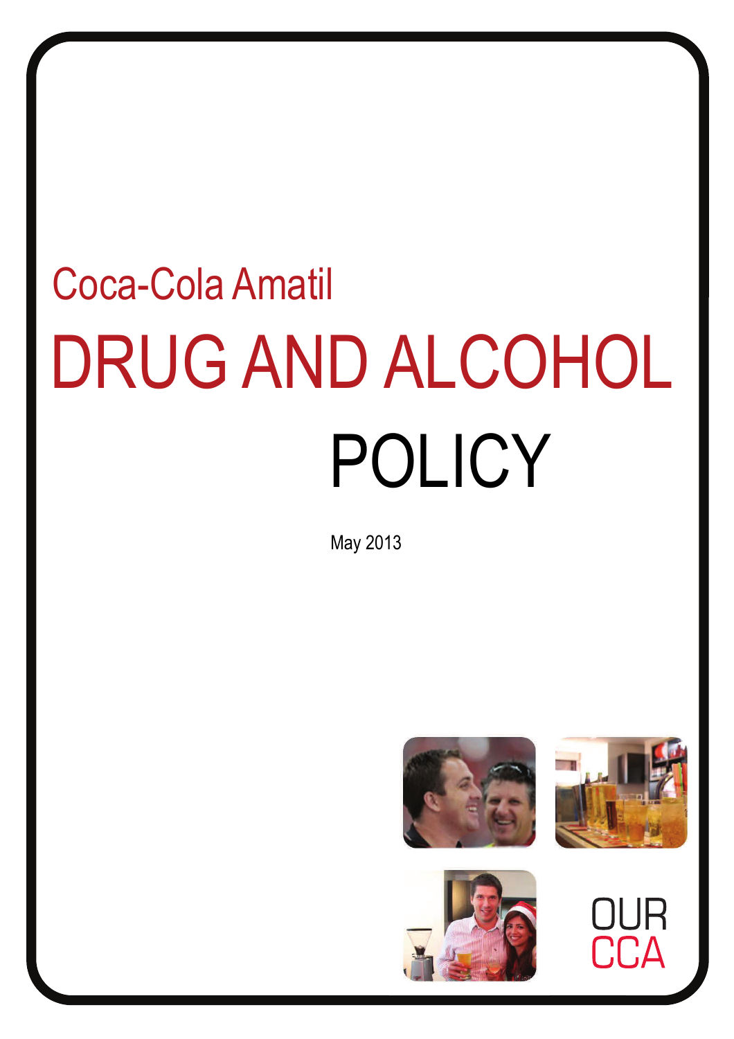Coca-Cola Amatil

# DRUG AND ALCOHOL POLICY

May 2013

OUR CCA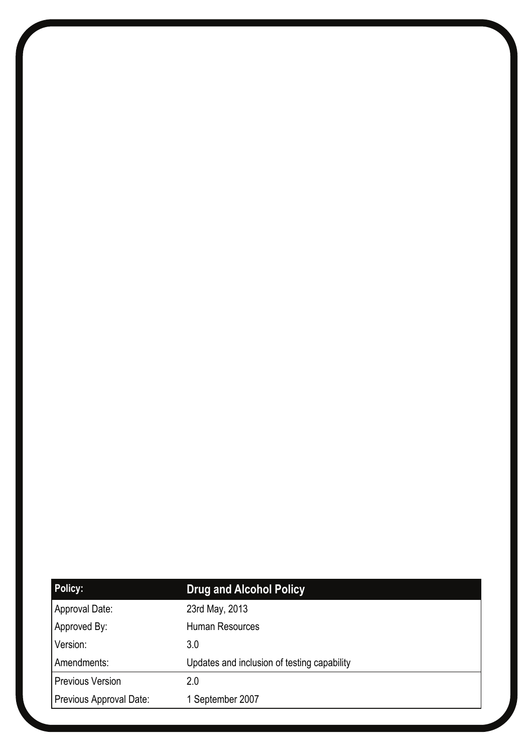| Policy: | Drug and Alcohol Policy |
|---|---|
| Approval Date: | 23rd May, 2013 |
| Approved By: | Human Resources |
| Version: | 3.0 |
| Amendments: | Updates and inclusion of testing capability |
| Previous Version | 2.0 |
| Previous Approval Date: | 1 September 2007 |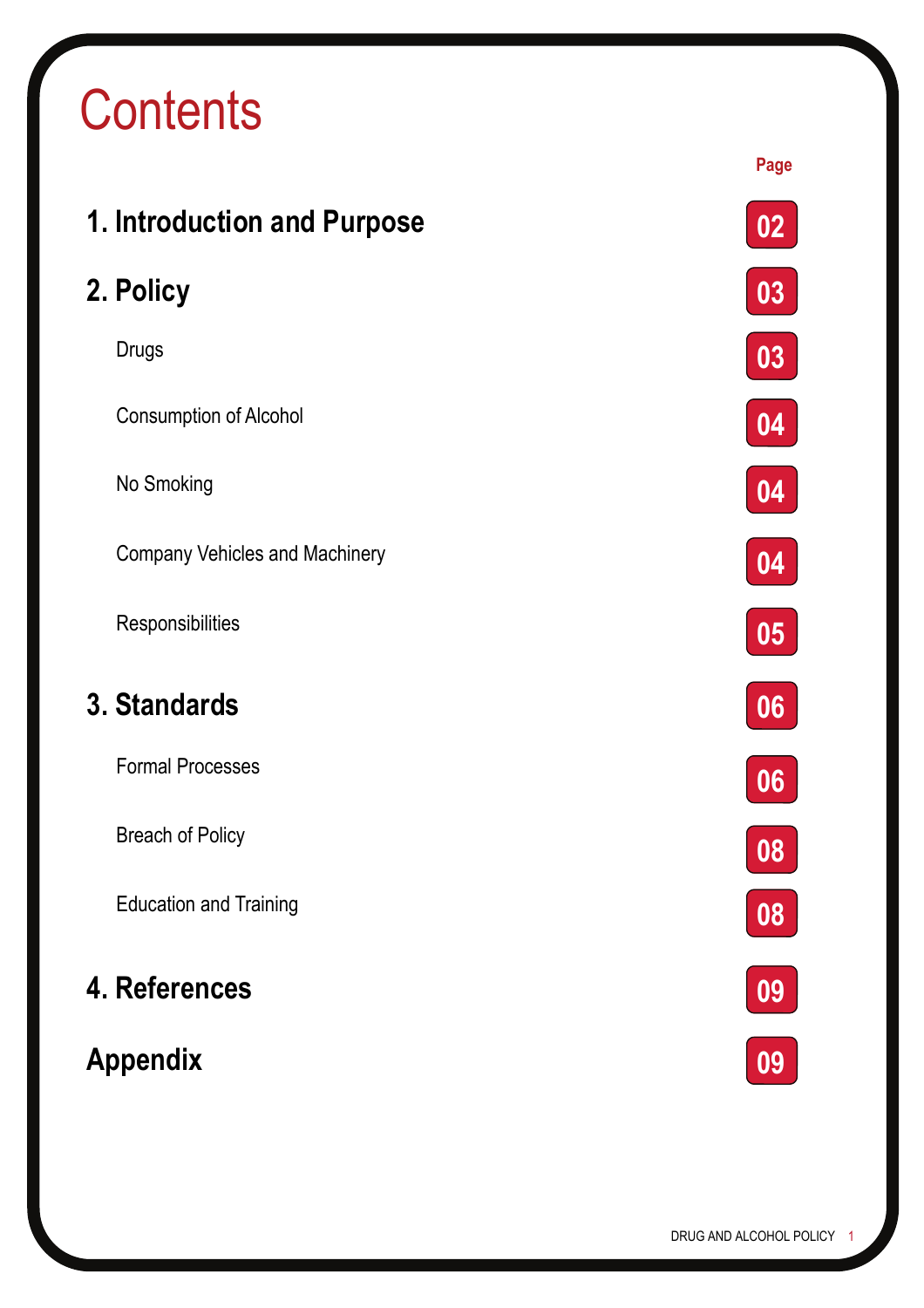# Contents

| | Page |
|---|---|
| **1. Introduction and Purpose** | 02 |
| **2. Policy** | 03 |
| Drugs | 03 |
| Consumption of Alcohol | 04 |
| No Smoking | 04 |
| Company Vehicles and Machinery | 04 |
| Responsibilities | 05 |
| **3. Standards** | 06 |
| Formal Processes | 06 |
| Breach of Policy | 08 |
| Education and Training | 08 |
| **4. References** | 09 |
| **Appendix** | 09 |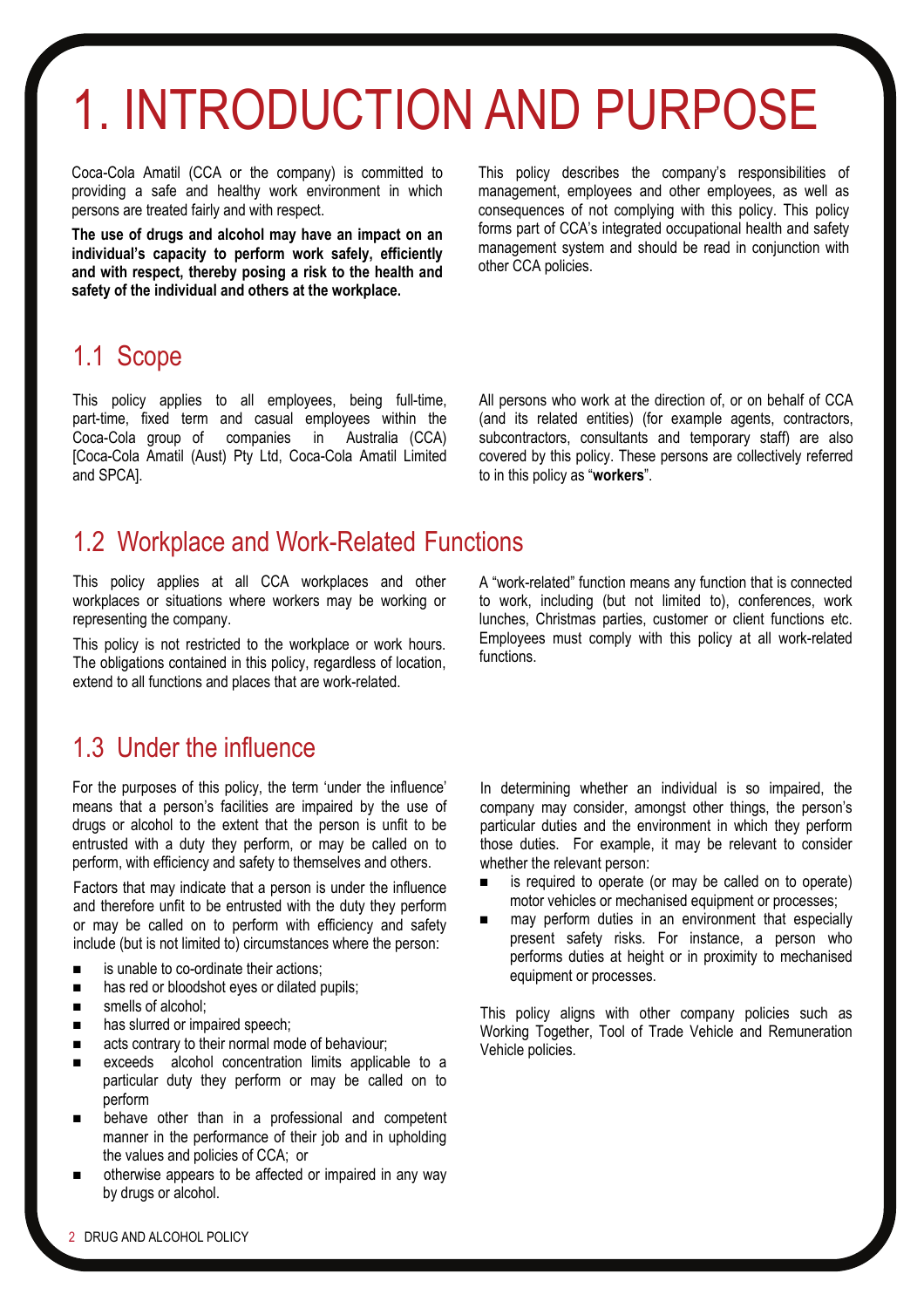# 1. INTRODUCTION AND PURPOSE

Coca-Cola Amatil (CCA or the company) is committed to providing a safe and healthy work environment in which persons are treated fairly and with respect.

**The use of drugs and alcohol may have an impact on an individual's capacity to perform work safely, efficiently and with respect, thereby posing a risk to the health and safety of the individual and others at the workplace.**

This policy describes the company's responsibilities of management, employees and other employees, as well as consequences of not complying with this policy. This policy forms part of CCA's integrated occupational health and safety management system and should be read in conjunction with other CCA policies.

## 1.1 Scope

This policy applies to all employees, being full-time, part-time, fixed term and casual employees within the Coca-Cola group of companies in Australia (CCA) [Coca-Cola Amatil (Aust) Pty Ltd, Coca-Cola Amatil Limited and SPCA].

All persons who work at the direction of, or on behalf of CCA (and its related entities) (for example agents, contractors, subcontractors, consultants and temporary staff) are also covered by this policy. These persons are collectively referred to in this policy as "**workers**".

## 1.2 Workplace and Work-Related Functions

This policy applies at all CCA workplaces and other workplaces or situations where workers may be working or representing the company.

This policy is not restricted to the workplace or work hours. The obligations contained in this policy, regardless of location, extend to all functions and places that are work-related.

A "work-related" function means any function that is connected to work, including (but not limited to), conferences, work lunches, Christmas parties, customer or client functions etc. Employees must comply with this policy at all work-related functions.

## 1.3 Under the influence

For the purposes of this policy, the term 'under the influence' means that a person's facilities are impaired by the use of drugs or alcohol to the extent that the person is unfit to be entrusted with a duty they perform, or may be called on to perform, with efficiency and safety to themselves and others.

Factors that may indicate that a person is under the influence and therefore unfit to be entrusted with the duty they perform or may be called on to perform with efficiency and safety include (but is not limited to) circumstances where the person:

- is unable to co-ordinate their actions;
- has red or bloodshot eyes or dilated pupils;
- smells of alcohol;
- has slurred or impaired speech;
- acts contrary to their normal mode of behaviour;
- exceeds alcohol concentration limits applicable to a particular duty they perform or may be called on to perform
- behave other than in a professional and competent manner in the performance of their job and in upholding the values and policies of CCA; or
- otherwise appears to be affected or impaired in any way by drugs or alcohol.

In determining whether an individual is so impaired, the company may consider, amongst other things, the person's particular duties and the environment in which they perform those duties. For example, it may be relevant to consider whether the relevant person:

- is required to operate (or may be called on to operate) motor vehicles or mechanised equipment or processes;
- may perform duties in an environment that especially present safety risks. For instance, a person who performs duties at height or in proximity to mechanised equipment or processes.

This policy aligns with other company policies such as Working Together, Tool of Trade Vehicle and Remuneration Vehicle policies.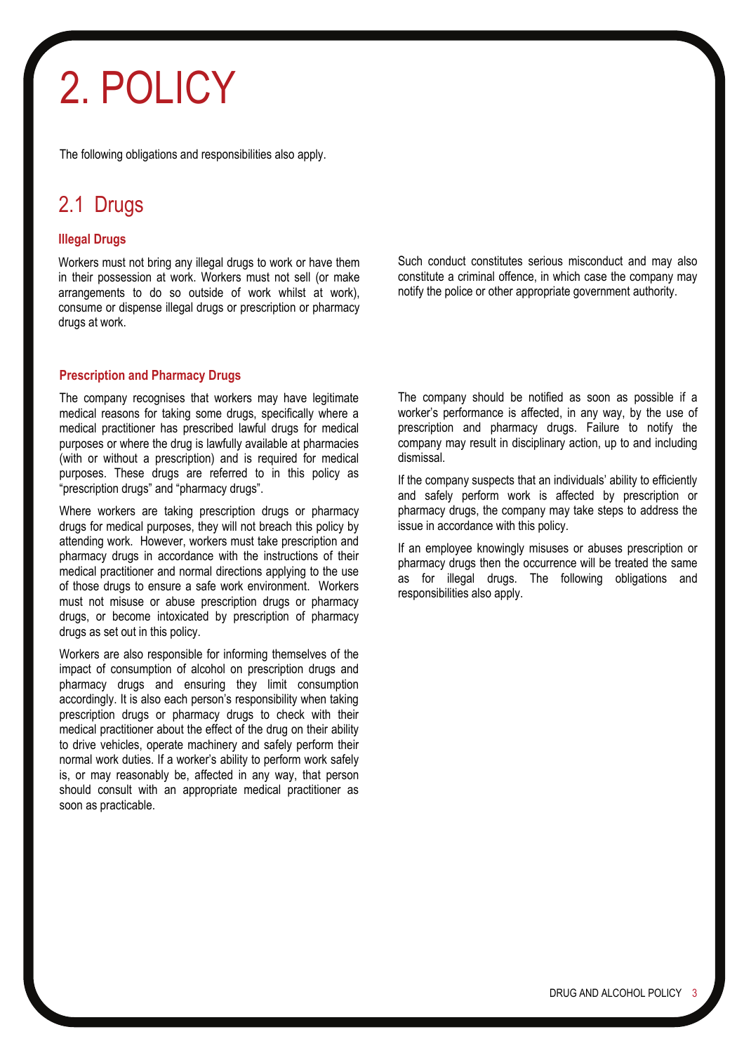# 2. POLICY

The following obligations and responsibilities also apply.

## 2.1 Drugs

### Illegal Drugs

Workers must not bring any illegal drugs to work or have them in their possession at work. Workers must not sell (or make arrangements to do so outside of work whilst at work), consume or dispense illegal drugs or prescription or pharmacy drugs at work.

Such conduct constitutes serious misconduct and may also constitute a criminal offence, in which case the company may notify the police or other appropriate government authority.

### Prescription and Pharmacy Drugs

The company recognises that workers may have legitimate medical reasons for taking some drugs, specifically where a medical practitioner has prescribed lawful drugs for medical purposes or where the drug is lawfully available at pharmacies (with or without a prescription) and is required for medical purposes. These drugs are referred to in this policy as "prescription drugs" and "pharmacy drugs".

Where workers are taking prescription drugs or pharmacy drugs for medical purposes, they will not breach this policy by attending work. However, workers must take prescription and pharmacy drugs in accordance with the instructions of their medical practitioner and normal directions applying to the use of those drugs to ensure a safe work environment. Workers must not misuse or abuse prescription drugs or pharmacy drugs, or become intoxicated by prescription of pharmacy drugs as set out in this policy.

Workers are also responsible for informing themselves of the impact of consumption of alcohol on prescription drugs and pharmacy drugs and ensuring they limit consumption accordingly. It is also each person's responsibility when taking prescription drugs or pharmacy drugs to check with their medical practitioner about the effect of the drug on their ability to drive vehicles, operate machinery and safely perform their normal work duties. If a worker's ability to perform work safely is, or may reasonably be, affected in any way, that person should consult with an appropriate medical practitioner as soon as practicable.

The company should be notified as soon as possible if a worker's performance is affected, in any way, by the use of prescription and pharmacy drugs. Failure to notify the company may result in disciplinary action, up to and including dismissal.

If the company suspects that an individuals' ability to efficiently and safely perform work is affected by prescription or pharmacy drugs, the company may take steps to address the issue in accordance with this policy.

If an employee knowingly misuses or abuses prescription or pharmacy drugs then the occurrence will be treated the same as for illegal drugs. The following obligations and responsibilities also apply.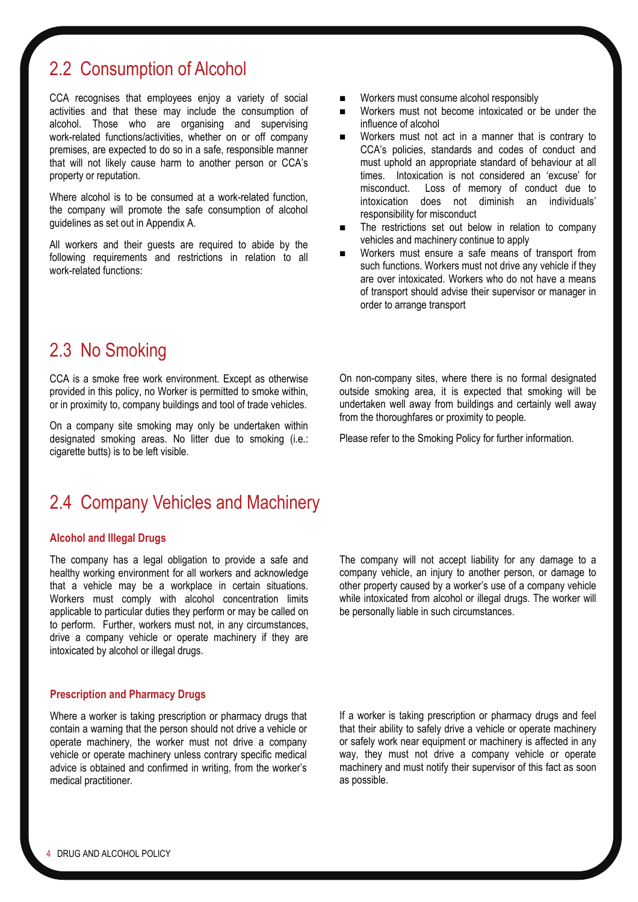## 2.2 Consumption of Alcohol

CCA recognises that employees enjoy a variety of social activities and that these may include the consumption of alcohol. Those who are organising and supervising work-related functions/activities, whether on or off company premises, are expected to do so in a safe, responsible manner that will not likely cause harm to another person or CCA's property or reputation.

Where alcohol is to be consumed at a work-related function, the company will promote the safe consumption of alcohol guidelines as set out in Appendix A.

All workers and their guests are required to abide by the following requirements and restrictions in relation to all work-related functions:

- Workers must consume alcohol responsibly
- Workers must not become intoxicated or be under the influence of alcohol
- Workers must not act in a manner that is contrary to CCA's policies, standards and codes of conduct and must uphold an appropriate standard of behaviour at all times. Intoxication is not considered an 'excuse' for misconduct. Loss of memory of conduct due to intoxication does not diminish an individuals' responsibility for misconduct
- The restrictions set out below in relation to company vehicles and machinery continue to apply
- Workers must ensure a safe means of transport from such functions. Workers must not drive any vehicle if they are over intoxicated. Workers who do not have a means of transport should advise their supervisor or manager in order to arrange transport

## 2.3 No Smoking

CCA is a smoke free work environment. Except as otherwise provided in this policy, no Worker is permitted to smoke within, or in proximity to, company buildings and tool of trade vehicles.

On a company site smoking may only be undertaken within designated smoking areas. No litter due to smoking (i.e.: cigarette butts) is to be left visible.

On non-company sites, where there is no formal designated outside smoking area, it is expected that smoking will be undertaken well away from buildings and certainly well away from the thoroughfares or proximity to people.

Please refer to the Smoking Policy for further information.

## 2.4 Company Vehicles and Machinery

### Alcohol and Illegal Drugs

The company has a legal obligation to provide a safe and healthy working environment for all workers and acknowledge that a vehicle may be a workplace in certain situations. Workers must comply with alcohol concentration limits applicable to particular duties they perform or may be called on to perform. Further, workers must not, in any circumstances, drive a company vehicle or operate machinery if they are intoxicated by alcohol or illegal drugs.

The company will not accept liability for any damage to a company vehicle, an injury to another person, or damage to other property caused by a worker's use of a company vehicle while intoxicated from alcohol or illegal drugs. The worker will be personally liable in such circumstances.

### Prescription and Pharmacy Drugs

Where a worker is taking prescription or pharmacy drugs that contain a warning that the person should not drive a vehicle or operate machinery, the worker must not drive a company vehicle or operate machinery unless contrary specific medical advice is obtained and confirmed in writing, from the worker's medical practitioner.

If a worker is taking prescription or pharmacy drugs and feel that their ability to safely drive a vehicle or operate machinery or safely work near equipment or machinery is affected in any way, they must not drive a company vehicle or operate machinery and must notify their supervisor of this fact as soon as possible.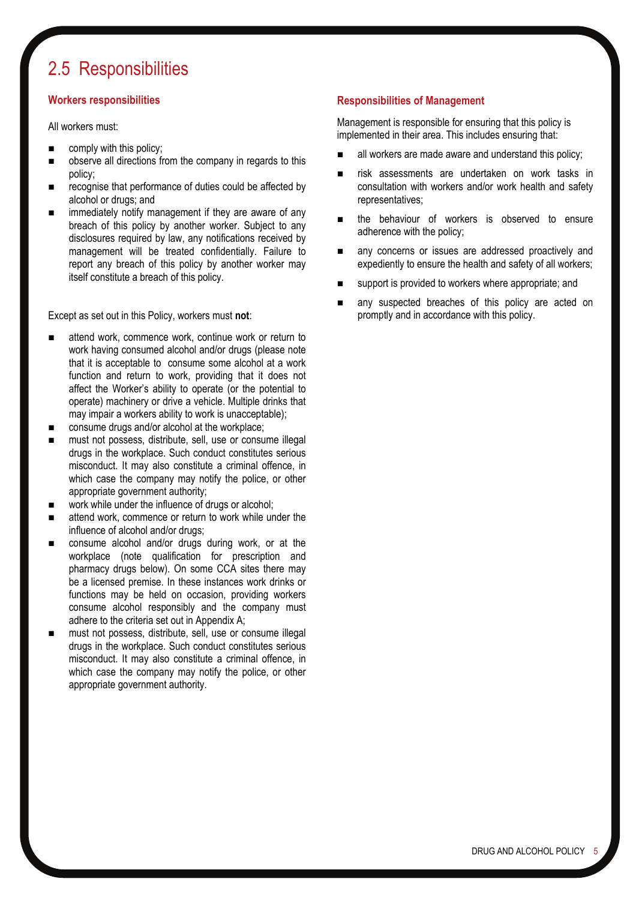## 2.5 Responsibilities

### Workers responsibilities

All workers must:

- comply with this policy;
- observe all directions from the company in regards to this policy;
- recognise that performance of duties could be affected by alcohol or drugs; and
- immediately notify management if they are aware of any breach of this policy by another worker. Subject to any disclosures required by law, any notifications received by management will be treated confidentially. Failure to report any breach of this policy by another worker may itself constitute a breach of this policy.

Except as set out in this Policy, workers must **not**:

- attend work, commence work, continue work or return to work having consumed alcohol and/or drugs (please note that it is acceptable to consume some alcohol at a work function and return to work, providing that it does not affect the Worker's ability to operate (or the potential to operate) machinery or drive a vehicle. Multiple drinks that may impair a workers ability to work is unacceptable);
- consume drugs and/or alcohol at the workplace;
- must not possess, distribute, sell, use or consume illegal drugs in the workplace. Such conduct constitutes serious misconduct. It may also constitute a criminal offence, in which case the company may notify the police, or other appropriate government authority;
- work while under the influence of drugs or alcohol;
- attend work, commence or return to work while under the influence of alcohol and/or drugs;
- consume alcohol and/or drugs during work, or at the workplace (note qualification for prescription and pharmacy drugs below). On some CCA sites there may be a licensed premise. In these instances work drinks or functions may be held on occasion, providing workers consume alcohol responsibly and the company must adhere to the criteria set out in Appendix A;
- must not possess, distribute, sell, use or consume illegal drugs in the workplace. Such conduct constitutes serious misconduct. It may also constitute a criminal offence, in which case the company may notify the police, or other appropriate government authority.

### Responsibilities of Management

Management is responsible for ensuring that this policy is implemented in their area. This includes ensuring that:

- all workers are made aware and understand this policy;
- risk assessments are undertaken on work tasks in consultation with workers and/or work health and safety representatives;
- the behaviour of workers is observed to ensure adherence with the policy;
- any concerns or issues are addressed proactively and expediently to ensure the health and safety of all workers;
- support is provided to workers where appropriate; and
- any suspected breaches of this policy are acted on promptly and in accordance with this policy.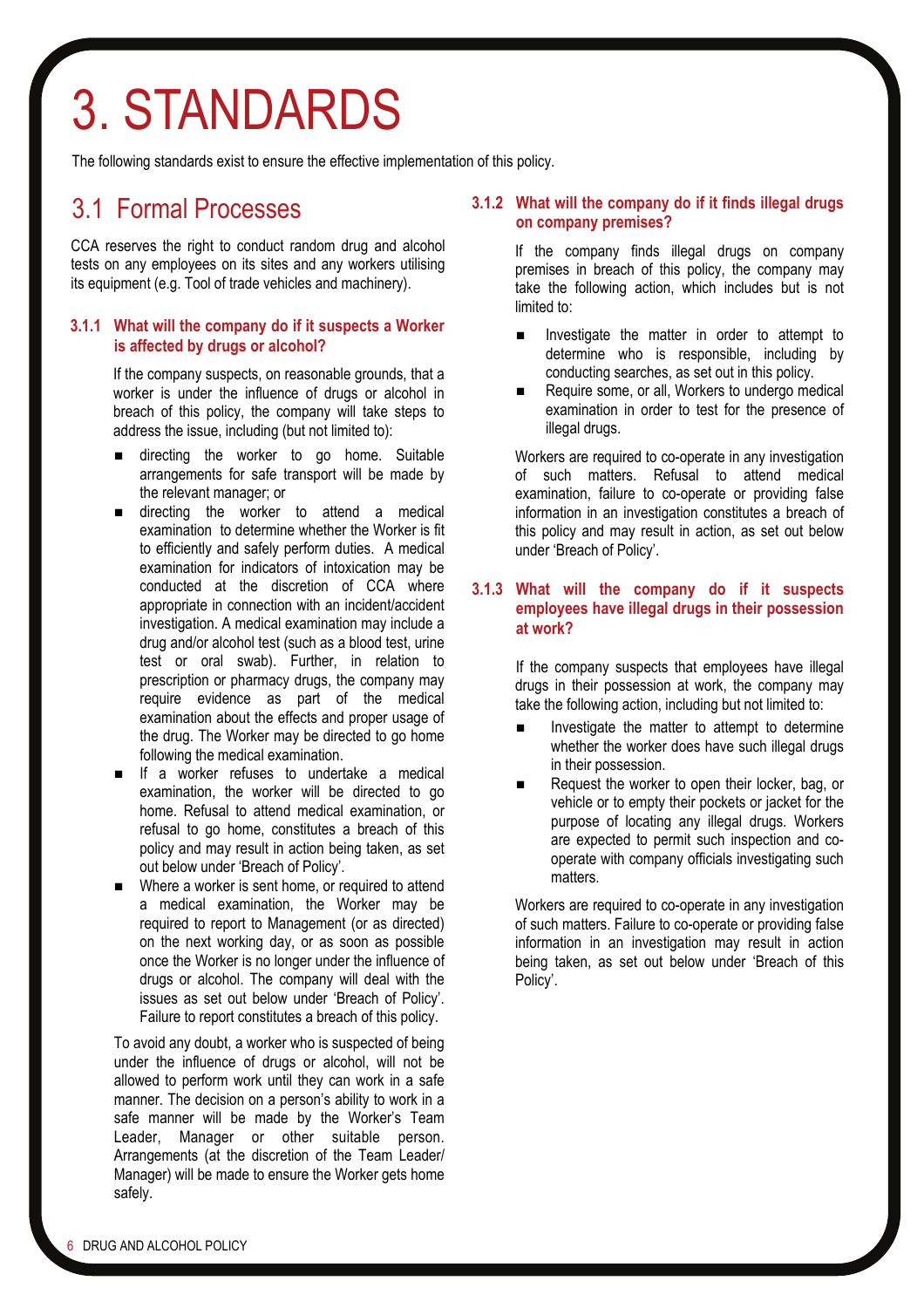# 3. STANDARDS

The following standards exist to ensure the effective implementation of this policy.

## 3.1 Formal Processes

CCA reserves the right to conduct random drug and alcohol tests on any employees on its sites and any workers utilising its equipment (e.g. Tool of trade vehicles and machinery).

### 3.1.1 What will the company do if it suspects a Worker is affected by drugs or alcohol?

If the company suspects, on reasonable grounds, that a worker is under the influence of drugs or alcohol in breach of this policy, the company will take steps to address the issue, including (but not limited to):

- directing the worker to go home. Suitable arrangements for safe transport will be made by the relevant manager; or
- directing the worker to attend a medical examination to determine whether the Worker is fit to efficiently and safely perform duties. A medical examination for indicators of intoxication may be conducted at the discretion of CCA where appropriate in connection with an incident/accident investigation. A medical examination may include a drug and/or alcohol test (such as a blood test, urine test or oral swab). Further, in relation to prescription or pharmacy drugs, the company may require evidence as part of the medical examination about the effects and proper usage of the drug. The Worker may be directed to go home following the medical examination.
- If a worker refuses to undertake a medical examination, the worker will be directed to go home. Refusal to attend medical examination, or refusal to go home, constitutes a breach of this policy and may result in action being taken, as set out below under 'Breach of Policy'.
- Where a worker is sent home, or required to attend a medical examination, the Worker may be required to report to Management (or as directed) on the next working day, or as soon as possible once the Worker is no longer under the influence of drugs or alcohol. The company will deal with the issues as set out below under 'Breach of Policy'. Failure to report constitutes a breach of this policy.

To avoid any doubt, a worker who is suspected of being under the influence of drugs or alcohol, will not be allowed to perform work until they can work in a safe manner. The decision on a person's ability to work in a safe manner will be made by the Worker's Team Leader, Manager or other suitable person. Arrangements (at the discretion of the Team Leader/ Manager) will be made to ensure the Worker gets home safely.

### 3.1.2 What will the company do if it finds illegal drugs on company premises?

If the company finds illegal drugs on company premises in breach of this policy, the company may take the following action, which includes but is not limited to:

- Investigate the matter in order to attempt to determine who is responsible, including by conducting searches, as set out in this policy.
- Require some, or all, Workers to undergo medical examination in order to test for the presence of illegal drugs.

Workers are required to co-operate in any investigation of such matters. Refusal to attend medical examination, failure to co-operate or providing false information in an investigation constitutes a breach of this policy and may result in action, as set out below under 'Breach of Policy'.

### 3.1.3 What will the company do if it suspects employees have illegal drugs in their possession at work?

If the company suspects that employees have illegal drugs in their possession at work, the company may take the following action, including but not limited to:

- Investigate the matter to attempt to determine whether the worker does have such illegal drugs in their possession.
- Request the worker to open their locker, bag, or vehicle or to empty their pockets or jacket for the purpose of locating any illegal drugs. Workers are expected to permit such inspection and co-operate with company officials investigating such matters.

Workers are required to co-operate in any investigation of such matters. Failure to co-operate or providing false information in an investigation may result in action being taken, as set out below under 'Breach of this Policy'.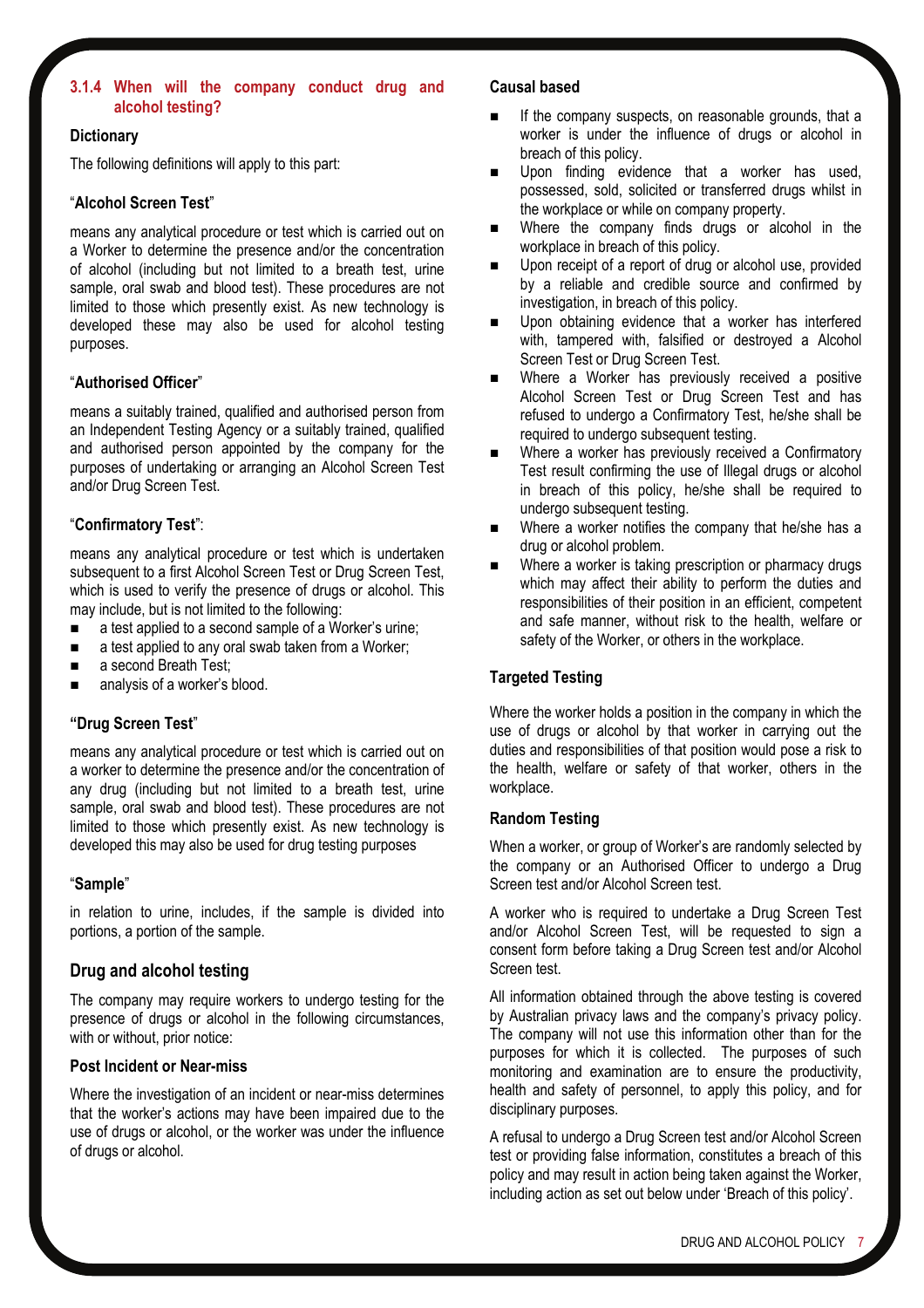### 3.1.4 When will the company conduct drug and alcohol testing?

#### Dictionary

The following definitions will apply to this part:

"**Alcohol Screen Test**"

means any analytical procedure or test which is carried out on a Worker to determine the presence and/or the concentration of alcohol (including but not limited to a breath test, urine sample, oral swab and blood test). These procedures are not limited to those which presently exist. As new technology is developed these may also be used for alcohol testing purposes.

"**Authorised Officer**"

means a suitably trained, qualified and authorised person from an Independent Testing Agency or a suitably trained, qualified and authorised person appointed by the company for the purposes of undertaking or arranging an Alcohol Screen Test and/or Drug Screen Test.

"**Confirmatory Test**":

means any analytical procedure or test which is undertaken subsequent to a first Alcohol Screen Test or Drug Screen Test, which is used to verify the presence of drugs or alcohol. This may include, but is not limited to the following:

- a test applied to a second sample of a Worker's urine;
- a test applied to any oral swab taken from a Worker;
- a second Breath Test;
- analysis of a worker's blood.

**"Drug Screen Test"**

means any analytical procedure or test which is carried out on a worker to determine the presence and/or the concentration of any drug (including but not limited to a breath test, urine sample, oral swab and blood test). These procedures are not limited to those which presently exist. As new technology is developed this may also be used for drug testing purposes

"**Sample**"

in relation to urine, includes, if the sample is divided into portions, a portion of the sample.

### Drug and alcohol testing

The company may require workers to undergo testing for the presence of drugs or alcohol in the following circumstances, with or without, prior notice:

#### Post Incident or Near-miss

Where the investigation of an incident or near-miss determines that the worker's actions may have been impaired due to the use of drugs or alcohol, or the worker was under the influence of drugs or alcohol.

#### Causal based

- If the company suspects, on reasonable grounds, that a worker is under the influence of drugs or alcohol in breach of this policy.
- Upon finding evidence that a worker has used, possessed, sold, solicited or transferred drugs whilst in the workplace or while on company property.
- Where the company finds drugs or alcohol in the workplace in breach of this policy.
- Upon receipt of a report of drug or alcohol use, provided by a reliable and credible source and confirmed by investigation, in breach of this policy.
- Upon obtaining evidence that a worker has interfered with, tampered with, falsified or destroyed a Alcohol Screen Test or Drug Screen Test.
- Where a Worker has previously received a positive Alcohol Screen Test or Drug Screen Test and has refused to undergo a Confirmatory Test, he/she shall be required to undergo subsequent testing.
- Where a worker has previously received a Confirmatory Test result confirming the use of Illegal drugs or alcohol in breach of this policy, he/she shall be required to undergo subsequent testing.
- Where a worker notifies the company that he/she has a drug or alcohol problem.
- Where a worker is taking prescription or pharmacy drugs which may affect their ability to perform the duties and responsibilities of their position in an efficient, competent and safe manner, without risk to the health, welfare or safety of the Worker, or others in the workplace.

#### Targeted Testing

Where the worker holds a position in the company in which the use of drugs or alcohol by that worker in carrying out the duties and responsibilities of that position would pose a risk to the health, welfare or safety of that worker, others in the workplace.

#### Random Testing

When a worker, or group of Worker's are randomly selected by the company or an Authorised Officer to undergo a Drug Screen test and/or Alcohol Screen test.

A worker who is required to undertake a Drug Screen Test and/or Alcohol Screen Test, will be requested to sign a consent form before taking a Drug Screen test and/or Alcohol Screen test.

All information obtained through the above testing is covered by Australian privacy laws and the company's privacy policy. The company will not use this information other than for the purposes for which it is collected. The purposes of such monitoring and examination are to ensure the productivity, health and safety of personnel, to apply this policy, and for disciplinary purposes.

A refusal to undergo a Drug Screen test and/or Alcohol Screen test or providing false information, constitutes a breach of this policy and may result in action being taken against the Worker, including action as set out below under 'Breach of this policy'.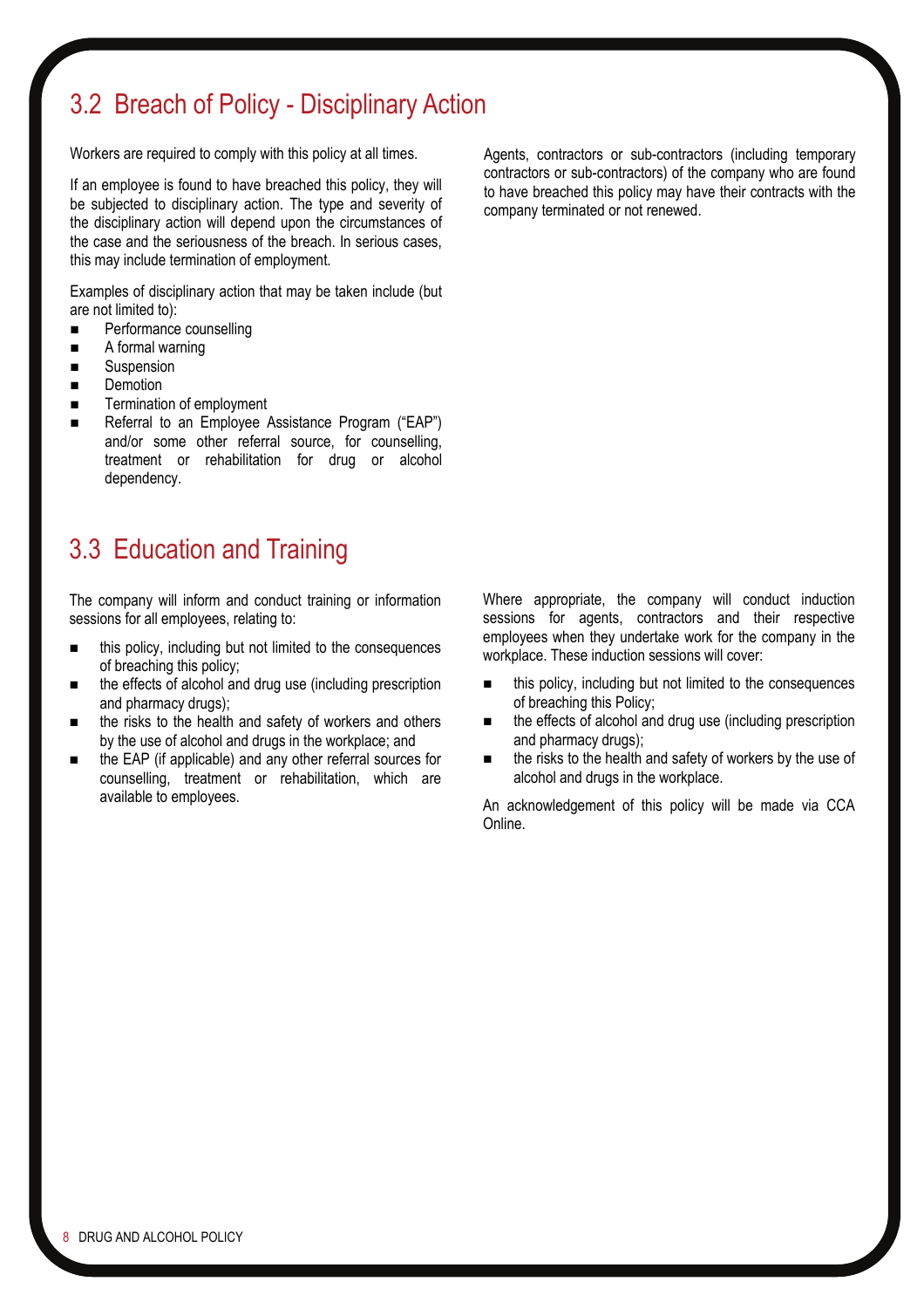## 3.2 Breach of Policy - Disciplinary Action

Workers are required to comply with this policy at all times.

If an employee is found to have breached this policy, they will be subjected to disciplinary action. The type and severity of the disciplinary action will depend upon the circumstances of the case and the seriousness of the breach. In serious cases, this may include termination of employment.

Examples of disciplinary action that may be taken include (but are not limited to):

- Performance counselling
- A formal warning
- Suspension
- Demotion
- Termination of employment
- Referral to an Employee Assistance Program ("EAP") and/or some other referral source, for counselling, treatment or rehabilitation for drug or alcohol dependency.

Agents, contractors or sub-contractors (including temporary contractors or sub-contractors) of the company who are found to have breached this policy may have their contracts with the company terminated or not renewed.

## 3.3 Education and Training

The company will inform and conduct training or information sessions for all employees, relating to:

- this policy, including but not limited to the consequences of breaching this policy;
- the effects of alcohol and drug use (including prescription and pharmacy drugs);
- the risks to the health and safety of workers and others by the use of alcohol and drugs in the workplace; and
- the EAP (if applicable) and any other referral sources for counselling, treatment or rehabilitation, which are available to employees.

Where appropriate, the company will conduct induction sessions for agents, contractors and their respective employees when they undertake work for the company in the workplace. These induction sessions will cover:

- this policy, including but not limited to the consequences of breaching this Policy;
- the effects of alcohol and drug use (including prescription and pharmacy drugs);
- the risks to the health and safety of workers by the use of alcohol and drugs in the workplace.

An acknowledgement of this policy will be made via CCA Online.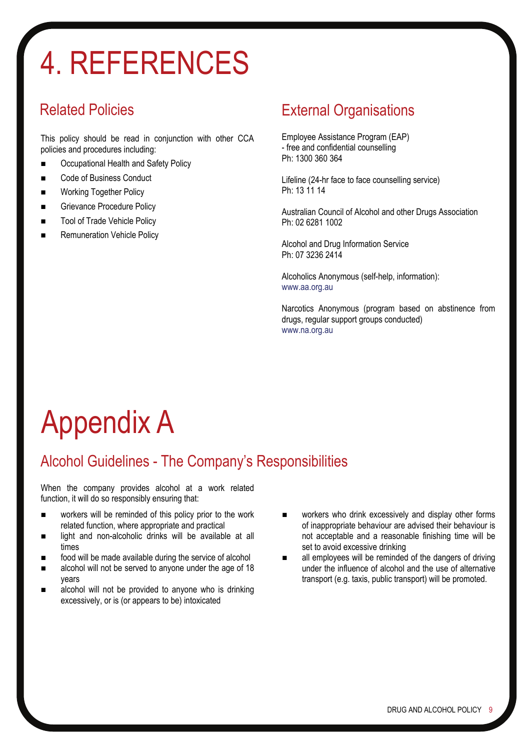# 4. REFERENCES

## Related Policies

This policy should be read in conjunction with other CCA policies and procedures including:

- Occupational Health and Safety Policy
- Code of Business Conduct
- Working Together Policy
- Grievance Procedure Policy
- Tool of Trade Vehicle Policy
- Remuneration Vehicle Policy

## External Organisations

Employee Assistance Program (EAP)
- free and confidential counselling
Ph: 1300 360 364

Lifeline (24-hr face to face counselling service)
Ph: 13 11 14

Australian Council of Alcohol and other Drugs Association
Ph: 02 6281 1002

Alcohol and Drug Information Service
Ph: 07 3236 2414

Alcoholics Anonymous (self-help, information):
www.aa.org.au

Narcotics Anonymous (program based on abstinence from drugs, regular support groups conducted)
www.na.org.au

# Appendix A

## Alcohol Guidelines - The Company's Responsibilities

When the company provides alcohol at a work related function, it will do so responsibly ensuring that:

- workers will be reminded of this policy prior to the work related function, where appropriate and practical
- light and non-alcoholic drinks will be available at all times
- food will be made available during the service of alcohol
- alcohol will not be served to anyone under the age of 18 years
- alcohol will not be provided to anyone who is drinking excessively, or is (or appears to be) intoxicated
- workers who drink excessively and display other forms of inappropriate behaviour are advised their behaviour is not acceptable and a reasonable finishing time will be set to avoid excessive drinking
- all employees will be reminded of the dangers of driving under the influence of alcohol and the use of alternative transport (e.g. taxis, public transport) will be promoted.